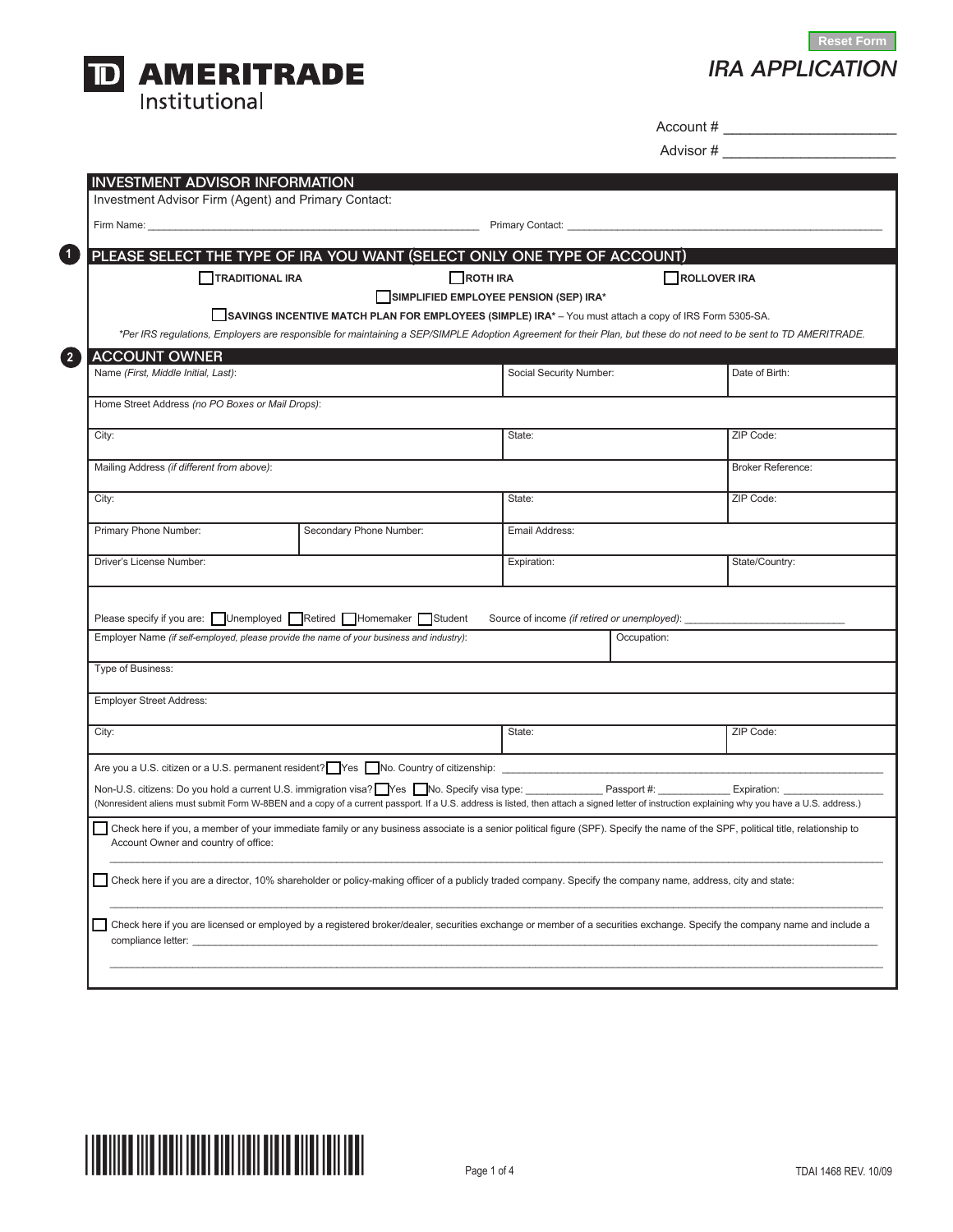Reset Form

# IRA APPLICATION

**TD AMERITRADE Institutional**

Account # ____________________

Advisor # ____________________

## INVESTMENT ADVISOR INFORMATION

Investment Advisor Firm (Agent) and Primary Contact:

Firm Name: ____________________ Primary Contact: ____________________

## 1 PLEASE SELECT THE TYPE OF IRA YOU WANT (SELECT ONLY ONE TYPE OF ACCOUNT)

☐ **TRADITIONAL IRA** ☐ **ROTH IRA** ☐ **ROLLOVER IRA**

☐ **SIMPLIFIED EMPLOYEE PENSION (SEP) IRA***

☐ **SAVINGS INCENTIVE MATCH PLAN FOR EMPLOYEES (SIMPLE) IRA*** – You must attach a copy of IRS Form 5305-SA.

*\*Per IRS regulations, Employers are responsible for maintaining a SEP/SIMPLE Adoption Agreement for their Plan, but these do not need to be sent to TD AMERITRADE.*

## 2 ACCOUNT OWNER

| Name *(First, Middle Initial, Last)*: | | Social Security Number: | Date of Birth: |
|---|---|---|---|
| Home Street Address *(no PO Boxes or Mail Drops)*: | | | |
| City: | | State: | ZIP Code: |
| Mailing Address *(if different from above)*: | | | Broker Reference: |
| City: | | State: | ZIP Code: |
| Primary Phone Number: | Secondary Phone Number: | Email Address: | |
| Driver's License Number: | | Expiration: | State/Country: |

Please specify if you are: ☐ Unemployed ☐ Retired ☐ Homemaker ☐ Student Source of income *(if retired or unemployed)*: ____________________

| Employer Name *(if self-employed, please provide the name of your business and industry)*: | | Occupation: |
|---|---|---|
| Type of Business: | | |
| Employer Street Address: | | |
| City: | State: | ZIP Code: |

Are you a U.S. citizen or a U.S. permanent resident? ☐ Yes ☐ No. Country of citizenship: ____________________

Non-U.S. citizens: Do you hold a current U.S. immigration visa? ☐ Yes ☐ No. Specify visa type: __________ Passport #: __________ Expiration: __________

(Nonresident aliens must submit Form W-8BEN and a copy of a current passport. If a U.S. address is listed, then attach a signed letter of instruction explaining why you have a U.S. address.)

☐ Check here if you, a member of your immediate family or any business associate is a senior political figure (SPF). Specify the name of the SPF, political title, relationship to Account Owner and country of office:

____________________

☐ Check here if you are a director, 10% shareholder or policy-making officer of a publicly traded company. Specify the company name, address, city and state:

____________________

☐ Check here if you are licensed or employed by a registered broker/dealer, securities exchange or member of a securities exchange. Specify the company name and include a compliance letter: ____________________

____________________

TDAI 1468 REV. 10/09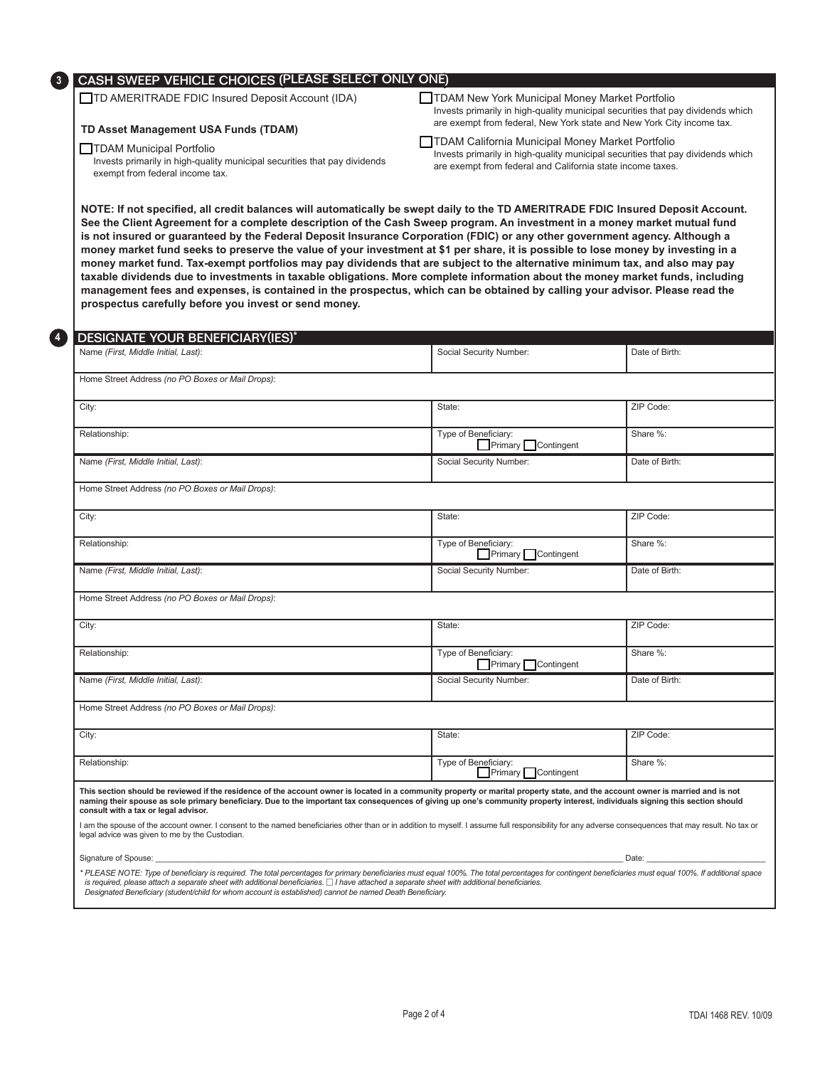## 3 CASH SWEEP VEHICLE CHOICES (PLEASE SELECT ONLY ONE)

☐ TD AMERITRADE FDIC Insured Deposit Account (IDA)

**TD Asset Management USA Funds (TDAM)**

☐ TDAM Municipal Portfolio
Invests primarily in high-quality municipal securities that pay dividends exempt from federal income tax.

☐ TDAM New York Municipal Money Market Portfolio
Invests primarily in high-quality municipal securities that pay dividends which are exempt from federal, New York state and New York City income tax.

☐ TDAM California Municipal Money Market Portfolio
Invests primarily in high-quality municipal securities that pay dividends which are exempt from federal and California state income taxes.

**NOTE: If not specified, all credit balances will automatically be swept daily to the TD AMERITRADE FDIC Insured Deposit Account. See the Client Agreement for a complete description of the Cash Sweep program. An investment in a money market mutual fund is not insured or guaranteed by the Federal Deposit Insurance Corporation (FDIC) or any other government agency. Although a money market fund seeks to preserve the value of your investment at $1 per share, it is possible to lose money by investing in a money market fund. Tax-exempt portfolios may pay dividends that are subject to the alternative minimum tax, and also may pay taxable dividends due to investments in taxable obligations. More complete information about the money market funds, including management fees and expenses, is contained in the prospectus, which can be obtained by calling your advisor. Please read the prospectus carefully before you invest or send money.**

## 4 DESIGNATE YOUR BENEFICIARY(IES)*

| Name *(First, Middle Initial, Last)*: | Social Security Number: | Date of Birth: |
|---|---|---|
| Home Street Address *(no PO Boxes or Mail Drops)*: | | |
| City: | State: | ZIP Code: |
| Relationship: | Type of Beneficiary: ☐ Primary ☐ Contingent | Share %: |

| Name *(First, Middle Initial, Last)*: | Social Security Number: | Date of Birth: |
|---|---|---|
| Home Street Address *(no PO Boxes or Mail Drops)*: | | |
| City: | State: | ZIP Code: |
| Relationship: | Type of Beneficiary: ☐ Primary ☐ Contingent | Share %: |

| Name *(First, Middle Initial, Last)*: | Social Security Number: | Date of Birth: |
|---|---|---|
| Home Street Address *(no PO Boxes or Mail Drops)*: | | |
| City: | State: | ZIP Code: |
| Relationship: | Type of Beneficiary: ☐ Primary ☐ Contingent | Share %: |

| Name *(First, Middle Initial, Last)*: | Social Security Number: | Date of Birth: |
|---|---|---|
| Home Street Address *(no PO Boxes or Mail Drops)*: | | |
| City: | State: | ZIP Code: |
| Relationship: | Type of Beneficiary: ☐ Primary ☐ Contingent | Share %: |

**This section should be reviewed if the residence of the account owner is located in a community property or marital property state, and the account owner is married and is not naming their spouse as sole primary beneficiary. Due to the important tax consequences of giving up one's community property interest, individuals signing this section should consult with a tax or legal advisor.**

I am the spouse of the account owner. I consent to the named beneficiaries other than or in addition to myself. I assume full responsibility for any adverse consequences that may result. No tax or legal advice was given to me by the Custodian.

Signature of Spouse: ______________________________ Date: ______________

*\* PLEASE NOTE: Type of beneficiary is required. The total percentages for primary beneficiaries must equal 100%. The total percentages for contingent beneficiaries must equal 100%. If additional space is required, please attach a separate sheet with additional beneficiaries.* ☐ *I have attached a separate sheet with additional beneficiaries.*
*Designated Beneficiary (student/child for whom account is established) cannot be named Death Beneficiary.*

TDAI 1468 REV. 10/09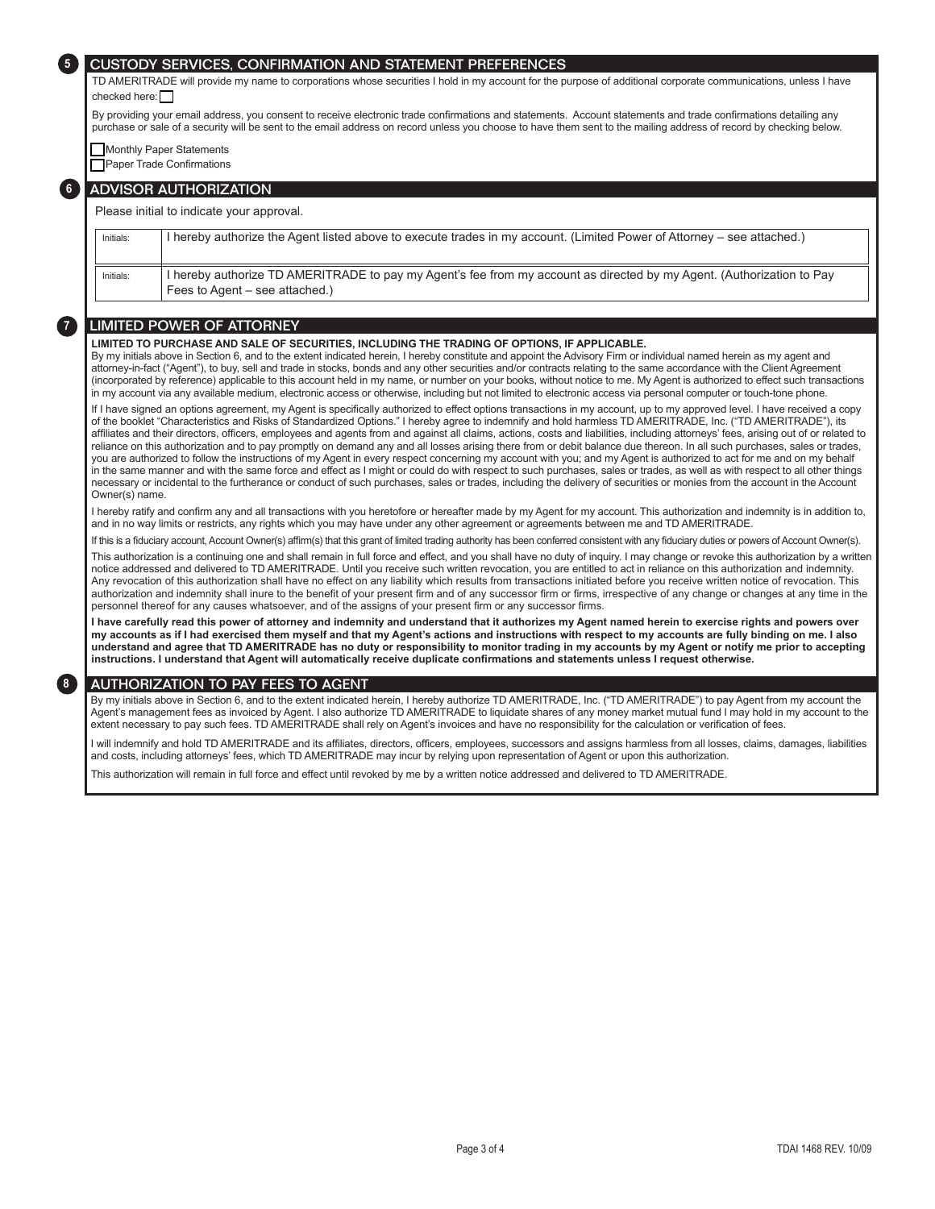## 5 CUSTODY SERVICES, CONFIRMATION AND STATEMENT PREFERENCES

TD AMERITRADE will provide my name to corporations whose securities I hold in my account for the purpose of additional corporate communications, unless I have checked here: ☐

By providing your email address, you consent to receive electronic trade confirmations and statements. Account statements and trade confirmations detailing any purchase or sale of a security will be sent to the email address on record unless you choose to have them sent to the mailing address of record by checking below.

☐ Monthly Paper Statements
☐ Paper Trade Confirmations

## 6 ADVISOR AUTHORIZATION

Please initial to indicate your approval.

| Initials: | I hereby authorize the Agent listed above to execute trades in my account. (Limited Power of Attorney – see attached.) |
|---|---|
| Initials: | I hereby authorize TD AMERITRADE to pay my Agent's fee from my account as directed by my Agent. (Authorization to Pay Fees to Agent – see attached.) |

## 7 LIMITED POWER OF ATTORNEY

**LIMITED TO PURCHASE AND SALE OF SECURITIES, INCLUDING THE TRADING OF OPTIONS, IF APPLICABLE.**

By my initials above in Section 6, and to the extent indicated herein, I hereby constitute and appoint the Advisory Firm or individual named herein as my agent and attorney-in-fact ("Agent"), to buy, sell and trade in stocks, bonds and any other securities and/or contracts relating to the same accordance with the Client Agreement (incorporated by reference) applicable to this account held in my name, or number on your books, without notice to me. My Agent is authorized to effect such transactions in my account via any available medium, electronic access or otherwise, including but not limited to electronic access via personal computer or touch-tone phone.

If I have signed an options agreement, my Agent is specifically authorized to effect options transactions in my account, up to my approved level. I have received a copy of the booklet "Characteristics and Risks of Standardized Options." I hereby agree to indemnify and hold harmless TD AMERITRADE, Inc. ("TD AMERITRADE"), its affiliates and their directors, officers, employees and agents from and against all claims, actions, costs and liabilities, including attorneys' fees, arising out of or related to reliance on this authorization and to pay promptly on demand any and all losses arising there from or debit balance due thereon. In all such purchases, sales or trades, you are authorized to follow the instructions of my Agent in every respect concerning my account with you; and my Agent is authorized to act for me and on my behalf in the same manner and with the same force and effect as I might or could do with respect to such purchases, sales or trades, as well as with respect to all other things necessary or incidental to the furtherance or conduct of such purchases, sales or trades, including the delivery of securities or monies from the account in the Account Owner(s) name.

I hereby ratify and confirm any and all transactions with you heretofore or hereafter made by my Agent for my account. This authorization and indemnity is in addition to, and in no way limits or restricts, any rights which you may have under any other agreement or agreements between me and TD AMERITRADE.

If this is a fiduciary account, Account Owner(s) affirm(s) that this grant of limited trading authority has been conferred consistent with any fiduciary duties or powers of Account Owner(s).

This authorization is a continuing one and shall remain in full force and effect, and you shall have no duty of inquiry. I may change or revoke this authorization by a written notice addressed and delivered to TD AMERITRADE. Until you receive such written revocation, you are entitled to act in reliance on this authorization and indemnity. Any revocation of this authorization shall have no effect on any liability which results from transactions initiated before you receive written notice of revocation. This authorization and indemnity shall inure to the benefit of your present firm and of any successor firm or firms, irrespective of any change or changes at any time in the personnel thereof for any causes whatsoever, and of the assigns of your present firm or any successor firms.

**I have carefully read this power of attorney and indemnity and understand that it authorizes my Agent named herein to exercise rights and powers over my accounts as if I had exercised them myself and that my Agent's actions and instructions with respect to my accounts are fully binding on me. I also understand and agree that TD AMERITRADE has no duty or responsibility to monitor trading in my accounts by my Agent or notify me prior to accepting instructions. I understand that Agent will automatically receive duplicate confirmations and statements unless I request otherwise.**

## 8 AUTHORIZATION TO PAY FEES TO AGENT

By my initials above in Section 6, and to the extent indicated herein, I hereby authorize TD AMERITRADE, Inc. ("TD AMERITRADE") to pay Agent from my account the Agent's management fees as invoiced by Agent. I also authorize TD AMERITRADE to liquidate shares of any money market mutual fund I may hold in my account to the extent necessary to pay such fees. TD AMERITRADE shall rely on Agent's invoices and have no responsibility for the calculation or verification of fees.

I will indemnify and hold TD AMERITRADE and its affiliates, directors, officers, employees, successors and assigns harmless from all losses, claims, damages, liabilities and costs, including attorneys' fees, which TD AMERITRADE may incur by relying upon representation of Agent or upon this authorization.

This authorization will remain in full force and effect until revoked by me by a written notice addressed and delivered to TD AMERITRADE.

TDAI 1468 REV. 10/09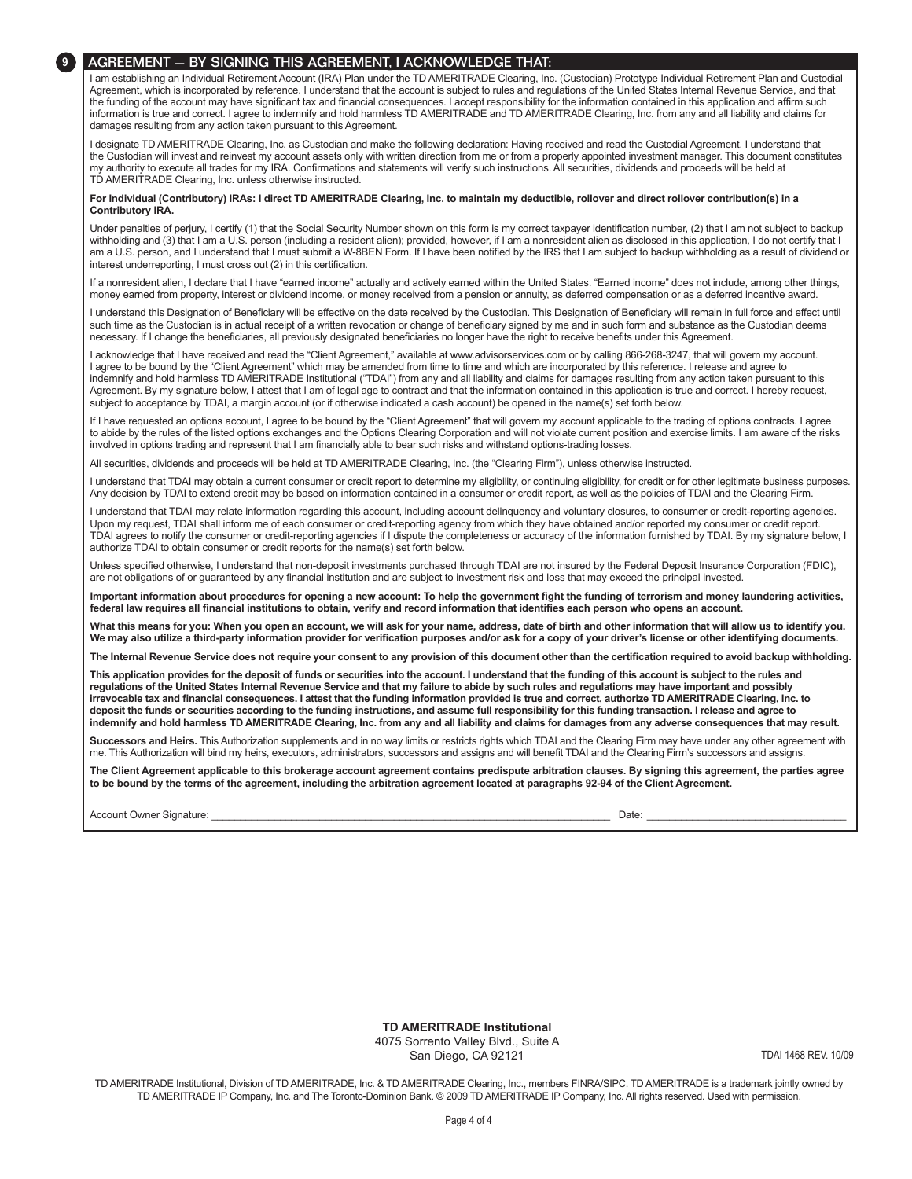## 9 AGREEMENT — BY SIGNING THIS AGREEMENT, I ACKNOWLEDGE THAT:

I am establishing an Individual Retirement Account (IRA) Plan under the TD AMERITRADE Clearing, Inc. (Custodian) Prototype Individual Retirement Plan and Custodial Agreement, which is incorporated by reference. I understand that the account is subject to rules and regulations of the United States Internal Revenue Service, and that the funding of the account may have significant tax and financial consequences. I accept responsibility for the information contained in this application and affirm such information is true and correct. I agree to indemnify and hold harmless TD AMERITRADE and TD AMERITRADE Clearing, Inc. from any and all liability and claims for damages resulting from any action taken pursuant to this Agreement.

I designate TD AMERITRADE Clearing, Inc. as Custodian and make the following declaration: Having received and read the Custodial Agreement, I understand that the Custodian will invest and reinvest my account assets only with written direction from me or from a properly appointed investment manager. This document constitutes my authority to execute all trades for my IRA. Confirmations and statements will verify such instructions. All securities, dividends and proceeds will be held at TD AMERITRADE Clearing, Inc. unless otherwise instructed.

**For Individual (Contributory) IRAs: I direct TD AMERITRADE Clearing, Inc. to maintain my deductible, rollover and direct rollover contribution(s) in a Contributory IRA.**

Under penalties of perjury, I certify (1) that the Social Security Number shown on this form is my correct taxpayer identification number, (2) that I am not subject to backup withholding and (3) that I am a U.S. person (including a resident alien); provided, however, if I am a nonresident alien as disclosed in this application, I do not certify that I am a U.S. person, and I understand that I must submit a W-8BEN Form. If I have been notified by the IRS that I am subject to backup withholding as a result of dividend or interest underreporting, I must cross out (2) in this certification.

If a nonresident alien, I declare that I have "earned income" actually and actively earned within the United States. "Earned income" does not include, among other things, money earned from property, interest or dividend income, or money received from a pension or annuity, as deferred compensation or as a deferred incentive award.

I understand this Designation of Beneficiary will be effective on the date received by the Custodian. This Designation of Beneficiary will remain in full force and effect until such time as the Custodian is in actual receipt of a written revocation or change of beneficiary signed by me and in such form and substance as the Custodian deems necessary. If I change the beneficiaries, all previously designated beneficiaries no longer have the right to receive benefits under this Agreement.

I acknowledge that I have received and read the "Client Agreement," available at www.advisorservices.com or by calling 866-268-3247, that will govern my account. I agree to be bound by the "Client Agreement" which may be amended from time to time and which are incorporated by this reference. I release and agree to indemnify and hold harmless TD AMERITRADE Institutional ("TDAI") from any and all liability and claims for damages resulting from any action taken pursuant to this Agreement. By my signature below, I attest that I am of legal age to contract and that the information contained in this application is true and correct. I hereby request, subject to acceptance by TDAI, a margin account (or if otherwise indicated a cash account) be opened in the name(s) set forth below.

If I have requested an options account, I agree to be bound by the "Client Agreement" that will govern my account applicable to the trading of options contracts. I agree to abide by the rules of the listed options exchanges and the Options Clearing Corporation and will not violate current position and exercise limits. I am aware of the risks involved in options trading and represent that I am financially able to bear such risks and withstand options-trading losses.

All securities, dividends and proceeds will be held at TD AMERITRADE Clearing, Inc. (the "Clearing Firm"), unless otherwise instructed.

I understand that TDAI may obtain a current consumer or credit report to determine my eligibility, or continuing eligibility, for credit or for other legitimate business purposes. Any decision by TDAI to extend credit may be based on information contained in a consumer or credit report, as well as the policies of TDAI and the Clearing Firm.

I understand that TDAI may relate information regarding this account, including account delinquency and voluntary closures, to consumer or credit-reporting agencies. Upon my request, TDAI shall inform me of each consumer or credit-reporting agency from which they have obtained and/or reported my consumer or credit report. TDAI agrees to notify the consumer or credit-reporting agencies if I dispute the completeness or accuracy of the information furnished by TDAI. By my signature below, I authorize TDAI to obtain consumer or credit reports for the name(s) set forth below.

Unless specified otherwise, I understand that non-deposit investments purchased through TDAI are not insured by the Federal Deposit Insurance Corporation (FDIC), are not obligations of or guaranteed by any financial institution and are subject to investment risk and loss that may exceed the principal invested.

**Important information about procedures for opening a new account: To help the government fight the funding of terrorism and money laundering activities, federal law requires all financial institutions to obtain, verify and record information that identifies each person who opens an account.**

**What this means for you: When you open an account, we will ask for your name, address, date of birth and other information that will allow us to identify you. We may also utilize a third-party information provider for verification purposes and/or ask for a copy of your driver's license or other identifying documents.**

**The Internal Revenue Service does not require your consent to any provision of this document other than the certification required to avoid backup withholding.**

**This application provides for the deposit of funds or securities into the account. I understand that the funding of this account is subject to the rules and regulations of the United States Internal Revenue Service and that my failure to abide by such rules and regulations may have important and possibly irrevocable tax and financial consequences. I attest that the funding information provided is true and correct, authorize TD AMERITRADE Clearing, Inc. to deposit the funds or securities according to the funding instructions, and assume full responsibility for this funding transaction. I release and agree to indemnify and hold harmless TD AMERITRADE Clearing, Inc. from any and all liability and claims for damages from any adverse consequences that may result.**

**Successors and Heirs.** This Authorization supplements and in no way limits or restricts rights which TDAI and the Clearing Firm may have under any other agreement with me. This Authorization will bind my heirs, executors, administrators, successors and assigns and will benefit TDAI and the Clearing Firm's successors and assigns.

**The Client Agreement applicable to this brokerage account agreement contains predispute arbitration clauses. By signing this agreement, the parties agree to be bound by the terms of the agreement, including the arbitration agreement located at paragraphs 92-94 of the Client Agreement.**

Account Owner Signature: ______________________________ Date: ______________________________

**TD AMERITRADE Institutional**
4075 Sorrento Valley Blvd., Suite A
San Diego, CA 92121

TDAI 1468 REV. 10/09

TD AMERITRADE Institutional, Division of TD AMERITRADE, Inc. & TD AMERITRADE Clearing, Inc., members FINRA/SIPC. TD AMERITRADE is a trademark jointly owned by TD AMERITRADE IP Company, Inc. and The Toronto-Dominion Bank. © 2009 TD AMERITRADE IP Company, Inc. All rights reserved. Used with permission.